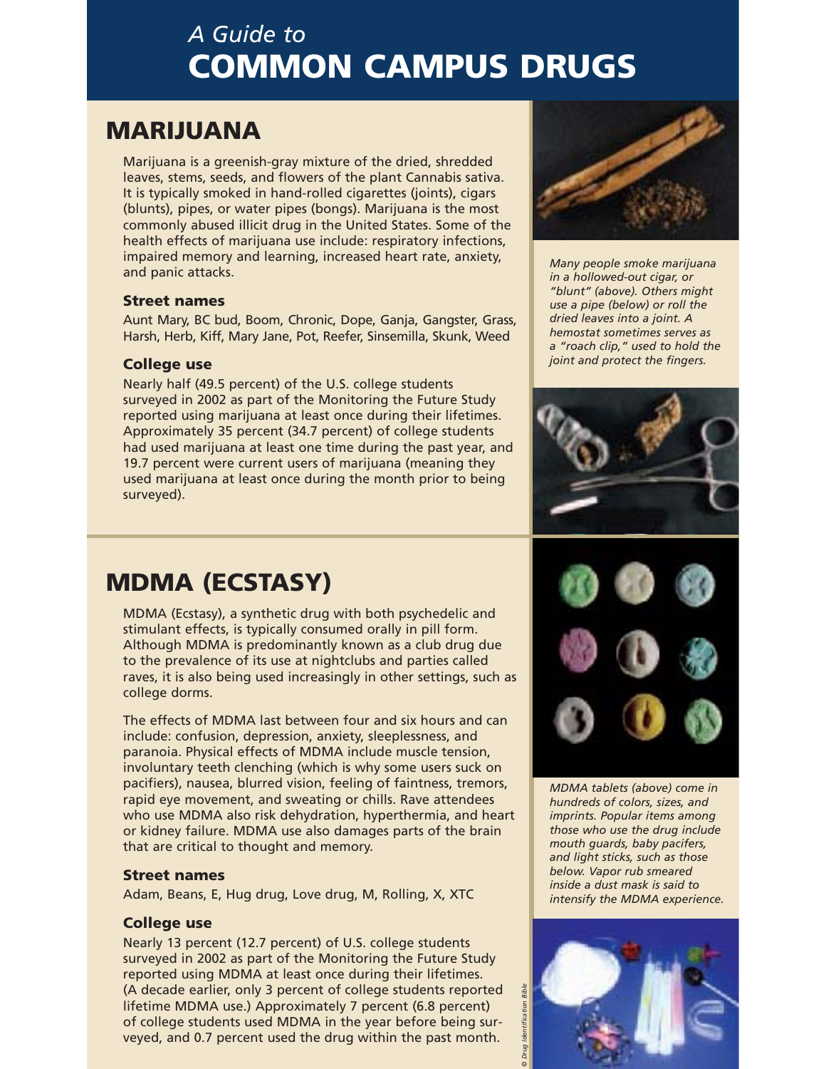# A Guide to COMMON CAMPUS DRUGS

## MARIJUANA

Marijuana is a greenish-gray mixture of the dried, shredded leaves, stems, seeds, and flowers of the plant Cannabis sativa. It is typically smoked in hand-rolled cigarettes (joints), cigars (blunts), pipes, or water pipes (bongs). Marijuana is the most commonly abused illicit drug in the United States. Some of the health effects of marijuana use include: respiratory infections, impaired memory and learning, increased heart rate, anxiety, and panic attacks.

### Street names

Aunt Mary, BC bud, Boom, Chronic, Dope, Ganja, Gangster, Grass, Harsh, Herb, Kiff, Mary Jane, Pot, Reefer, Sinsemilla, Skunk, Weed

### College use

Nearly half (49.5 percent) of the U.S. college students surveyed in 2002 as part of the Monitoring the Future Study reported using marijuana at least once during their lifetimes. Approximately 35 percent (34.7 percent) of college students had used marijuana at least one time during the past year, and 19.7 percent were current users of marijuana (meaning they used marijuana at least once during the month prior to being surveyed).

*Many people smoke marijuana in a hollowed-out cigar, or "blunt" (above). Others might use a pipe (below) or roll the dried leaves into a joint. A hemostat sometimes serves as a "roach clip," used to hold the joint and protect the fingers.*

## MDMA (ECSTASY)

MDMA (Ecstasy), a synthetic drug with both psychedelic and stimulant effects, is typically consumed orally in pill form. Although MDMA is predominantly known as a club drug due to the prevalence of its use at nightclubs and parties called raves, it is also being used increasingly in other settings, such as college dorms.

The effects of MDMA last between four and six hours and can include: confusion, depression, anxiety, sleeplessness, and paranoia. Physical effects of MDMA include muscle tension, involuntary teeth clenching (which is why some users suck on pacifiers), nausea, blurred vision, feeling of faintness, tremors, rapid eye movement, and sweating or chills. Rave attendees who use MDMA also risk dehydration, hyperthermia, and heart or kidney failure. MDMA use also damages parts of the brain that are critical to thought and memory.

### Street names

Adam, Beans, E, Hug drug, Love drug, M, Rolling, X, XTC

### College use

Nearly 13 percent (12.7 percent) of U.S. college students surveyed in 2002 as part of the Monitoring the Future Study reported using MDMA at least once during their lifetimes. (A decade earlier, only 3 percent of college students reported lifetime MDMA use.) Approximately 7 percent (6.8 percent) of college students used MDMA in the year before being surveyed, and 0.7 percent used the drug within the past month.

*MDMA tablets (above) come in hundreds of colors, sizes, and imprints. Popular items among those who use the drug include mouth guards, baby pacifers, and light sticks, such as those below. Vapor rub smeared inside a dust mask is said to intensify the MDMA experience.*

© Drug Identification Bible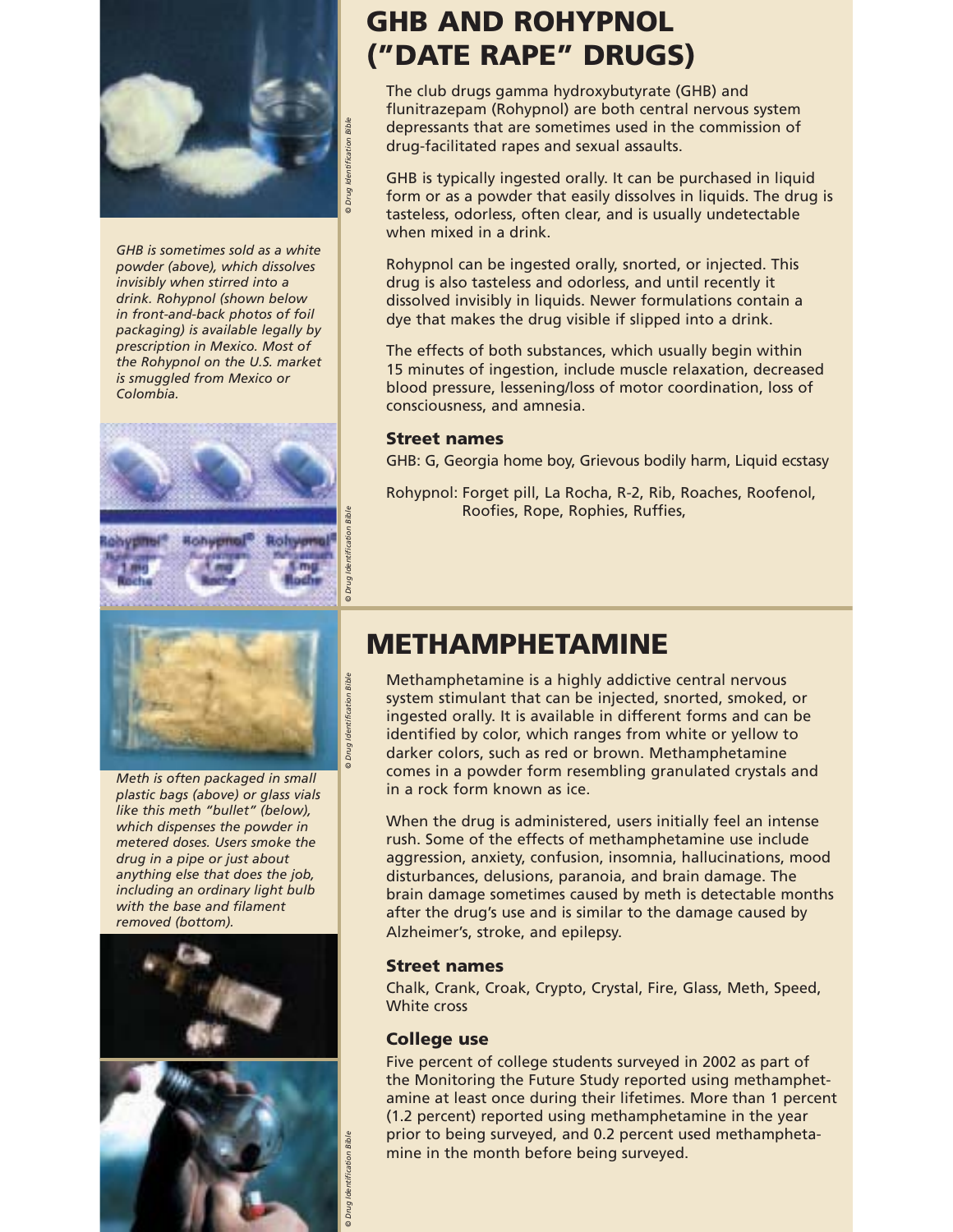## GHB AND ROHYPNOL ("DATE RAPE" DRUGS)

*GHB is sometimes sold as a white powder (above), which dissolves invisibly when stirred into a drink. Rohypnol (shown below in front-and-back photos of foil packaging) is available legally by prescription in Mexico. Most of the Rohypnol on the U.S. market is smuggled from Mexico or Colombia.*

The club drugs gamma hydroxybutyrate (GHB) and flunitrazepam (Rohypnol) are both central nervous system depressants that are sometimes used in the commission of drug-facilitated rapes and sexual assaults.

GHB is typically ingested orally. It can be purchased in liquid form or as a powder that easily dissolves in liquids. The drug is tasteless, odorless, often clear, and is usually undetectable when mixed in a drink.

Rohypnol can be ingested orally, snorted, or injected. This drug is also tasteless and odorless, and until recently it dissolved invisibly in liquids. Newer formulations contain a dye that makes the drug visible if slipped into a drink.

The effects of both substances, which usually begin within 15 minutes of ingestion, include muscle relaxation, decreased blood pressure, lessening/loss of motor coordination, loss of consciousness, and amnesia.

### Street names

GHB: G, Georgia home boy, Grievous bodily harm, Liquid ecstasy

Rohypnol: Forget pill, La Rocha, R-2, Rib, Roaches, Roofenol, Roofies, Rope, Rophies, Ruffies,

## METHAMPHETAMINE

*Meth is often packaged in small plastic bags (above) or glass vials like this meth "bullet" (below), which dispenses the powder in metered doses. Users smoke the drug in a pipe or just about anything else that does the job, including an ordinary light bulb with the base and filament removed (bottom).*

Methamphetamine is a highly addictive central nervous system stimulant that can be injected, snorted, smoked, or ingested orally. It is available in different forms and can be identified by color, which ranges from white or yellow to darker colors, such as red or brown. Methamphetamine comes in a powder form resembling granulated crystals and in a rock form known as ice.

When the drug is administered, users initially feel an intense rush. Some of the effects of methamphetamine use include aggression, anxiety, confusion, insomnia, hallucinations, mood disturbances, delusions, paranoia, and brain damage. The brain damage sometimes caused by meth is detectable months after the drug's use and is similar to the damage caused by Alzheimer's, stroke, and epilepsy.

### Street names

Chalk, Crank, Croak, Crypto, Crystal, Fire, Glass, Meth, Speed, White cross

### College use

Five percent of college students surveyed in 2002 as part of the Monitoring the Future Study reported using methamphetamine at least once during their lifetimes. More than 1 percent (1.2 percent) reported using methamphetamine in the year prior to being surveyed, and 0.2 percent used methamphetamine in the month before being surveyed.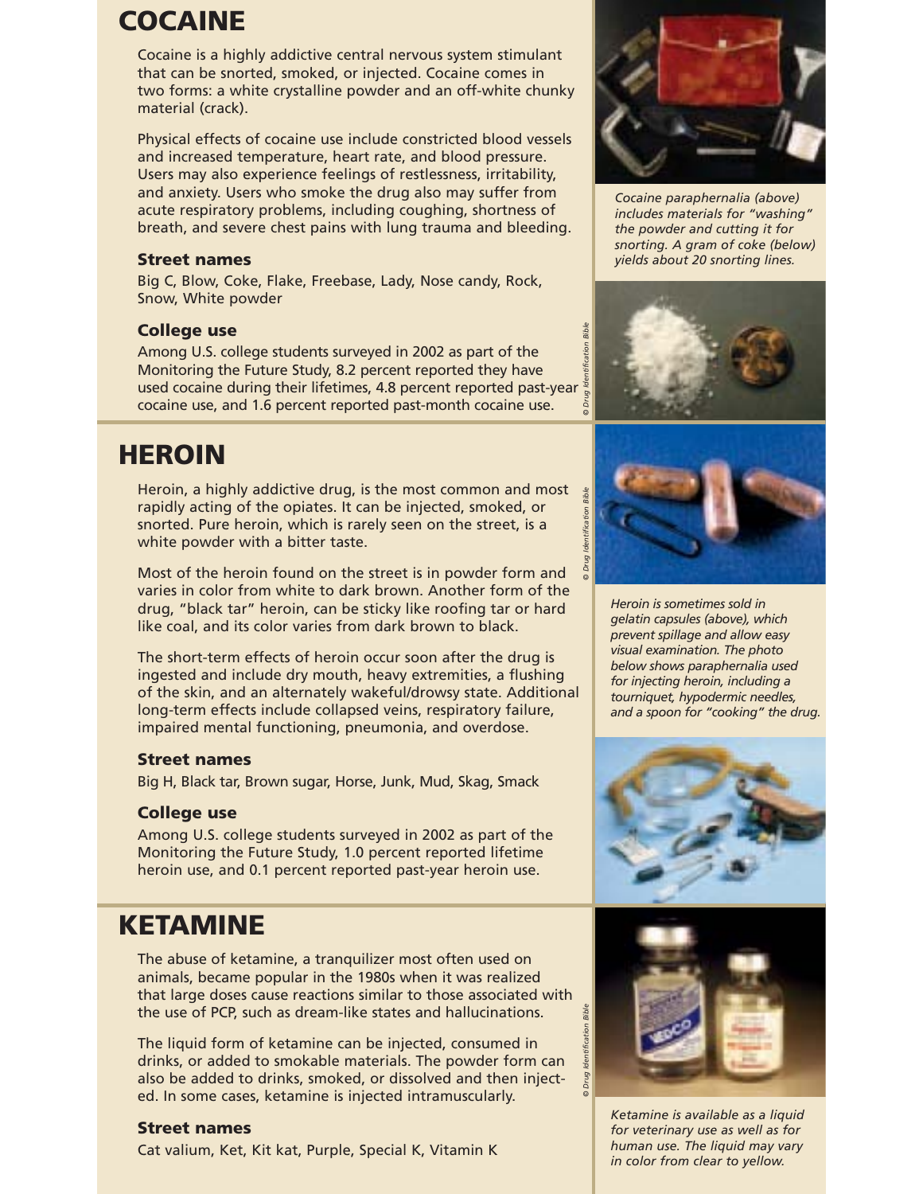# COCAINE

Cocaine is a highly addictive central nervous system stimulant that can be snorted, smoked, or injected. Cocaine comes in two forms: a white crystalline powder and an off-white chunky material (crack).

Physical effects of cocaine use include constricted blood vessels and increased temperature, heart rate, and blood pressure. Users may also experience feelings of restlessness, irritability, and anxiety. Users who smoke the drug also may suffer from acute respiratory problems, including coughing, shortness of breath, and severe chest pains with lung trauma and bleeding.

### Street names

Big C, Blow, Coke, Flake, Freebase, Lady, Nose candy, Rock, Snow, White powder

### College use

Among U.S. college students surveyed in 2002 as part of the Monitoring the Future Study, 8.2 percent reported they have used cocaine during their lifetimes, 4.8 percent reported past-year cocaine use, and 1.6 percent reported past-month cocaine use.

*Cocaine paraphernalia (above) includes materials for "washing" the powder and cutting it for snorting. A gram of coke (below) yields about 20 snorting lines.*

© Drug Identification Bible

# HEROIN

Heroin, a highly addictive drug, is the most common and most rapidly acting of the opiates. It can be injected, smoked, or snorted. Pure heroin, which is rarely seen on the street, is a white powder with a bitter taste.

Most of the heroin found on the street is in powder form and varies in color from white to dark brown. Another form of the drug, "black tar" heroin, can be sticky like roofing tar or hard like coal, and its color varies from dark brown to black.

The short-term effects of heroin occur soon after the drug is ingested and include dry mouth, heavy extremities, a flushing of the skin, and an alternately wakeful/drowsy state. Additional long-term effects include collapsed veins, respiratory failure, impaired mental functioning, pneumonia, and overdose.

### Street names

Big H, Black tar, Brown sugar, Horse, Junk, Mud, Skag, Smack

### College use

Among U.S. college students surveyed in 2002 as part of the Monitoring the Future Study, 1.0 percent reported lifetime heroin use, and 0.1 percent reported past-year heroin use.

© Drug Identification Bible

*Heroin is sometimes sold in gelatin capsules (above), which prevent spillage and allow easy visual examination. The photo below shows paraphernalia used for injecting heroin, including a tourniquet, hypodermic needles, and a spoon for "cooking" the drug.*

# KETAMINE

The abuse of ketamine, a tranquilizer most often used on animals, became popular in the 1980s when it was realized that large doses cause reactions similar to those associated with the use of PCP, such as dream-like states and hallucinations.

The liquid form of ketamine can be injected, consumed in drinks, or added to smokable materials. The powder form can also be added to drinks, smoked, or dissolved and then injected. In some cases, ketamine is injected intramuscularly.

### Street names

Cat valium, Ket, Kit kat, Purple, Special K, Vitamin K

© Drug Identification Bible

*Ketamine is available as a liquid for veterinary use as well as for human use. The liquid may vary in color from clear to yellow.*